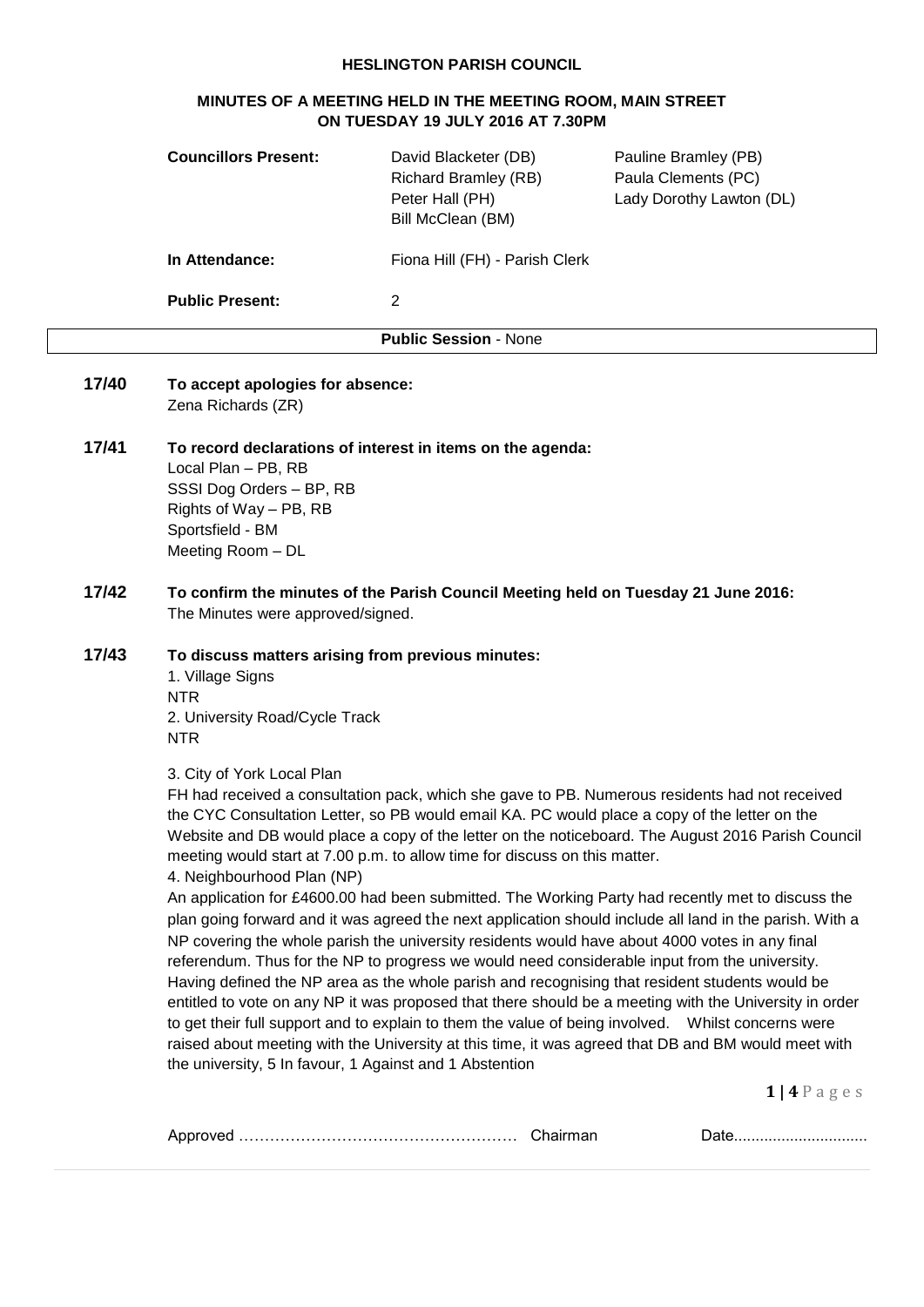# HESLINGTON PARISH COUNCIL

## MINUTES OF A MEETING HELD IN THE MEETING ROOM, MAIN STREET ON TUESDAY 19 JULY 2016 AT 7.30PM

| | | |
|---|---|---|
| **Councillors Present:** | David Blacketer (DB) | Pauline Bramley (PB) |
| | Richard Bramley (RB) | Paula Clements (PC) |
| | Peter Hall (PH) | Lady Dorothy Lawton (DL) |
| | Bill McClean (BM) | |
| **In Attendance:** | Fiona Hill (FH) - Parish Clerk | |
| **Public Present:** | 2 | |

**Public Session** - None

**17/40 To accept apologies for absence:**

Zena Richards (ZR)

**17/41 To record declarations of interest in items on the agenda:**

Local Plan – PB, RB
SSSI Dog Orders – BP, RB
Rights of Way – PB, RB
Sportsfield - BM
Meeting Room – DL

**17/42 To confirm the minutes of the Parish Council Meeting held on Tuesday 21 June 2016:**

The Minutes were approved/signed.

**17/43 To discuss matters arising from previous minutes:**

1. Village Signs
NTR
2. University Road/Cycle Track
NTR

3. City of York Local Plan
FH had received a consultation pack, which she gave to PB. Numerous residents had not received the CYC Consultation Letter, so PB would email KA. PC would place a copy of the letter on the Website and DB would place a copy of the letter on the noticeboard. The August 2016 Parish Council meeting would start at 7.00 p.m. to allow time for discuss on this matter.
4. Neighbourhood Plan (NP)
An application for £4600.00 had been submitted. The Working Party had recently met to discuss the plan going forward and it was agreed the next application should include all land in the parish. With a NP covering the whole parish the university residents would have about 4000 votes in any final referendum. Thus for the NP to progress we would need considerable input from the university. Having defined the NP area as the whole parish and recognising that resident students would be entitled to vote on any NP it was proposed that there should be a meeting with the University in order to get their full support and to explain to them the value of being involved. Whilst concerns were raised about meeting with the University at this time, it was agreed that DB and BM would meet with the university, 5 In favour, 1 Against and 1 Abstention

Approved ……………………………………………… Chairman Date..............................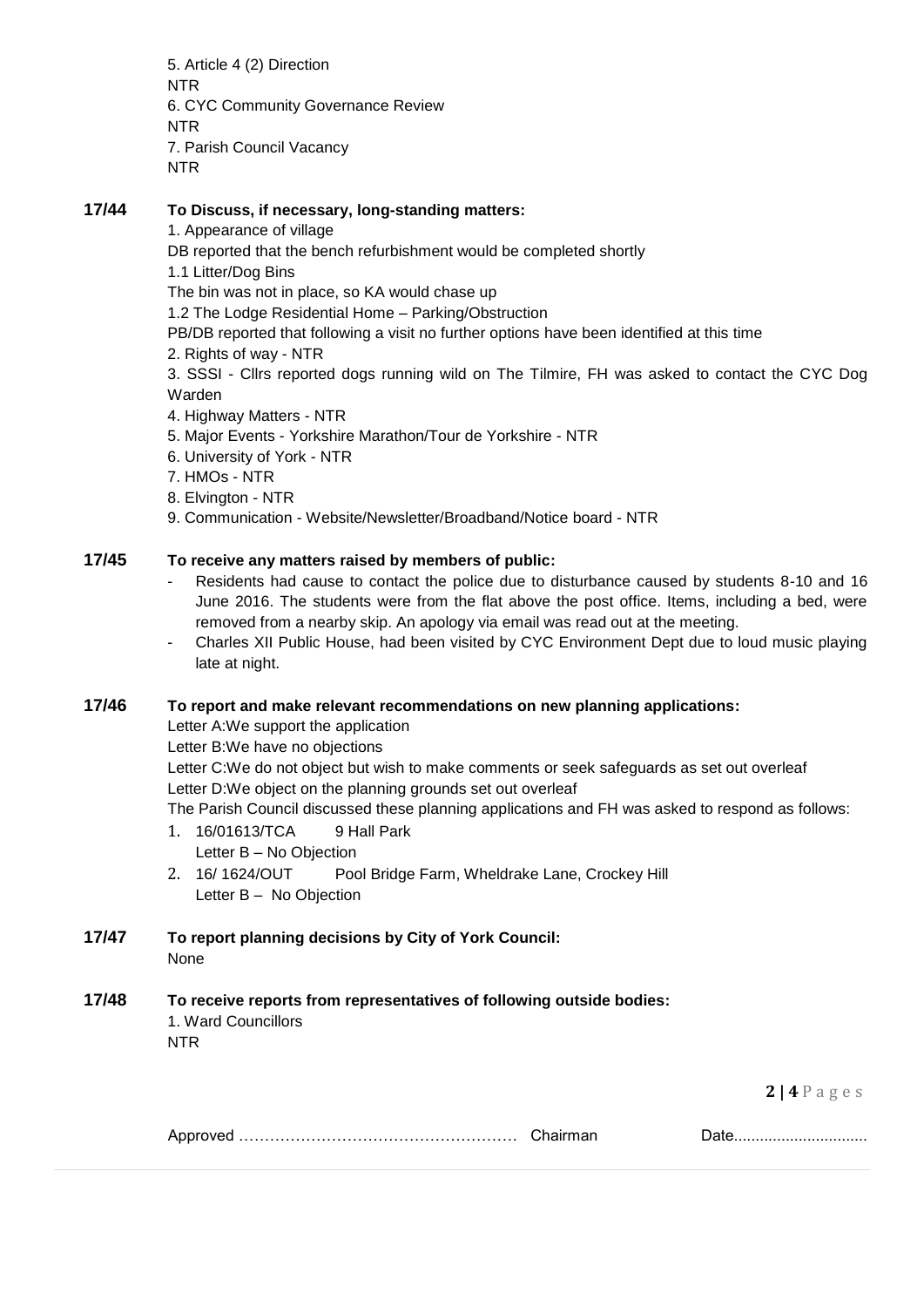5. Article 4 (2) Direction
NTR
6. CYC Community Governance Review
NTR
7. Parish Council Vacancy
NTR

**17/44 To Discuss, if necessary, long-standing matters:**

1. Appearance of village
DB reported that the bench refurbishment would be completed shortly
1.1 Litter/Dog Bins
The bin was not in place, so KA would chase up
1.2 The Lodge Residential Home – Parking/Obstruction
PB/DB reported that following a visit no further options have been identified at this time
2. Rights of way - NTR
3. SSSI - Cllrs reported dogs running wild on The Tilmire, FH was asked to contact the CYC Dog Warden
4. Highway Matters - NTR
5. Major Events - Yorkshire Marathon/Tour de Yorkshire - NTR
6. University of York - NTR
7. HMOs - NTR
8. Elvington - NTR
9. Communication - Website/Newsletter/Broadband/Notice board - NTR

**17/45 To receive any matters raised by members of public:**

- Residents had cause to contact the police due to disturbance caused by students 8-10 and 16 June 2016. The students were from the flat above the post office. Items, including a bed, were removed from a nearby skip. An apology via email was read out at the meeting.
- Charles XII Public House, had been visited by CYC Environment Dept due to loud music playing late at night.

**17/46 To report and make relevant recommendations on new planning applications:**

Letter A:We support the application
Letter B:We have no objections
Letter C:We do not object but wish to make comments or seek safeguards as set out overleaf
Letter D:We object on the planning grounds set out overleaf
The Parish Council discussed these planning applications and FH was asked to respond as follows:

1. 16/01613/TCA 9 Hall Park
   Letter B – No Objection
2. 16/ 1624/OUT Pool Bridge Farm, Wheldrake Lane, Crockey Hill
   Letter B – No Objection

**17/47 To report planning decisions by City of York Council:**

None

**17/48 To receive reports from representatives of following outside bodies:**

1. Ward Councillors
NTR

Approved ……………………………………………… Chairman Date...............................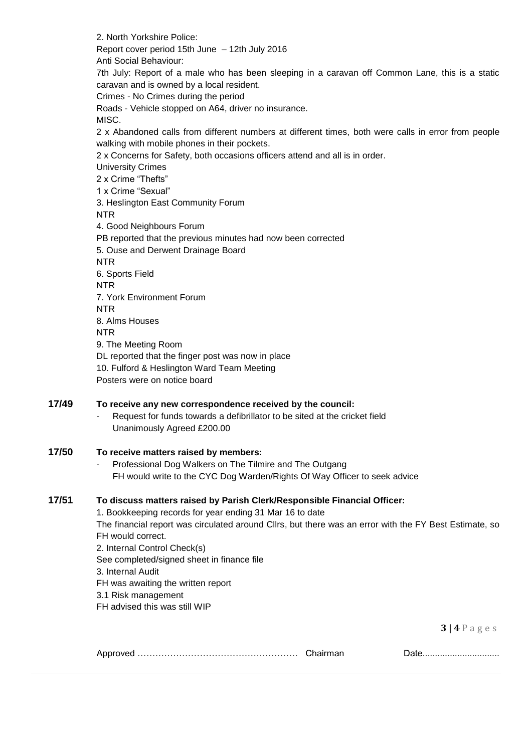2. North Yorkshire Police:

Report cover period 15th June – 12th July 2016

Anti Social Behaviour:

7th July: Report of a male who has been sleeping in a caravan off Common Lane, this is a static caravan and is owned by a local resident.

Crimes - No Crimes during the period

Roads - Vehicle stopped on A64, driver no insurance.

MISC.

2 x Abandoned calls from different numbers at different times, both were calls in error from people walking with mobile phones in their pockets.

2 x Concerns for Safety, both occasions officers attend and all is in order.

University Crimes

2 x Crime "Thefts"

1 x Crime "Sexual"

3. Heslington East Community Forum

NTR

4. Good Neighbours Forum

PB reported that the previous minutes had now been corrected

5. Ouse and Derwent Drainage Board

NTR

6. Sports Field

NTR

7. York Environment Forum

NTR

8. Alms Houses

NTR

9. The Meeting Room

DL reported that the finger post was now in place

10. Fulford & Heslington Ward Team Meeting

Posters were on notice board

**17/49 To receive any new correspondence received by the council:**

- Request for funds towards a defibrillator to be sited at the cricket field
  Unanimously Agreed £200.00

**17/50 To receive matters raised by members:**

- Professional Dog Walkers on The Tilmire and The Outgang
  FH would write to the CYC Dog Warden/Rights Of Way Officer to seek advice

**17/51 To discuss matters raised by Parish Clerk/Responsible Financial Officer:**

1. Bookkeeping records for year ending 31 Mar 16 to date

The financial report was circulated around Cllrs, but there was an error with the FY Best Estimate, so FH would correct.

2. Internal Control Check(s)

See completed/signed sheet in finance file

3. Internal Audit

FH was awaiting the written report

3.1 Risk management

FH advised this was still WIP

Approved …………………………………………… Chairman Date..............................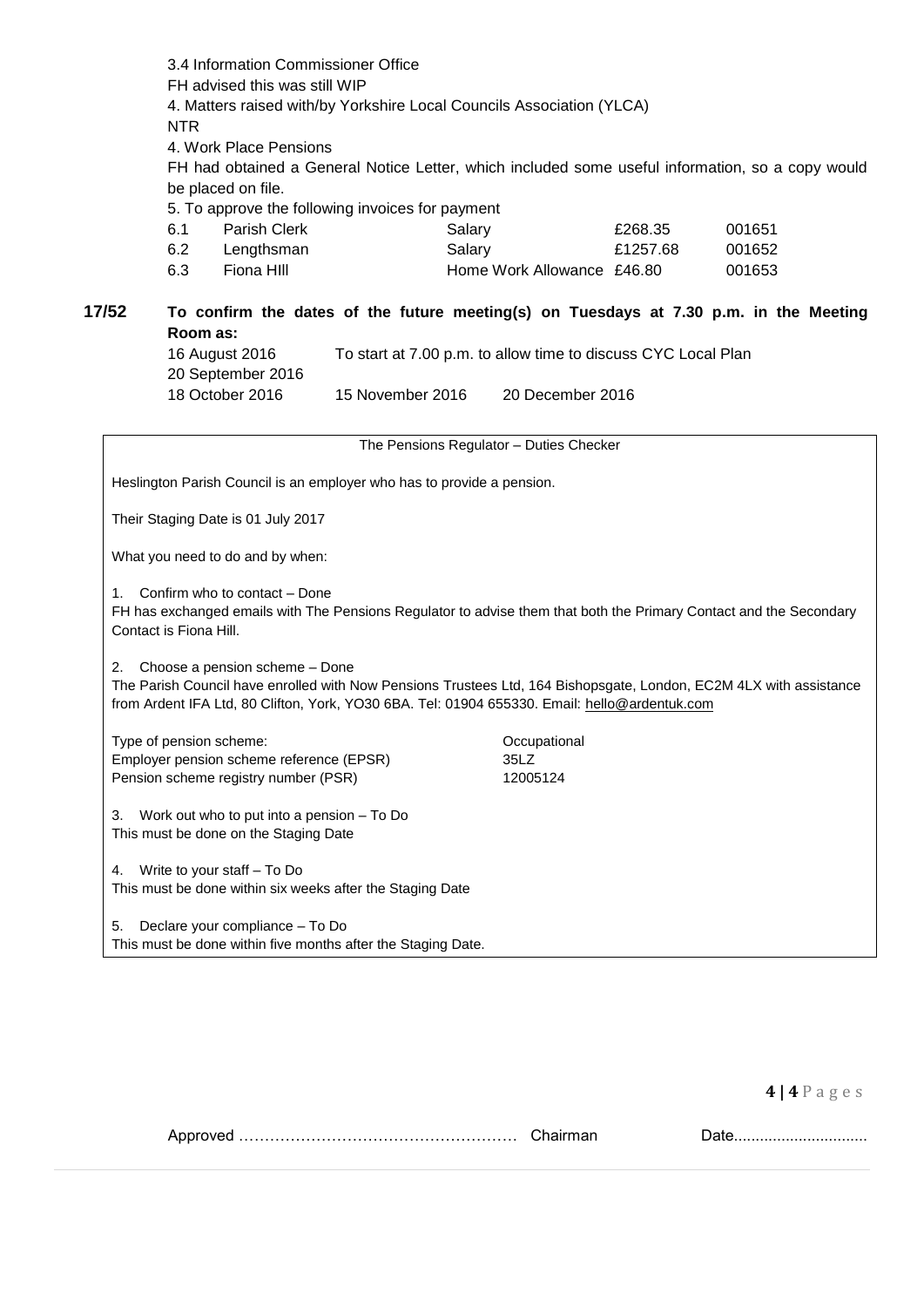3.4 Information Commissioner Office

FH advised this was still WIP

4. Matters raised with/by Yorkshire Local Councils Association (YLCA)

NTR

4. Work Place Pensions

FH had obtained a General Notice Letter, which included some useful information, so a copy would be placed on file.

5. To approve the following invoices for payment

| | | | | |
|---|---|---|---|---|
| 6.1 | Parish Clerk | Salary | £268.35 | 001651 |
| 6.2 | Lengthsman | Salary | £1257.68 | 001652 |
| 6.3 | Fiona HIll | Home Work Allowance | £46.80 | 001653 |

**17/52 To confirm the dates of the future meeting(s) on Tuesdays at 7.30 p.m. in the Meeting Room as:**

16 August 2016 — To start at 7.00 p.m. to allow time to discuss CYC Local Plan

20 September 2016

18 October 2016 — 15 November 2016 — 20 December 2016

---

The Pensions Regulator – Duties Checker

Heslington Parish Council is an employer who has to provide a pension.

Their Staging Date is 01 July 2017

What you need to do and by when:

1. Confirm who to contact – Done

FH has exchanged emails with The Pensions Regulator to advise them that both the Primary Contact and the Secondary Contact is Fiona Hill.

2. Choose a pension scheme – Done

The Parish Council have enrolled with Now Pensions Trustees Ltd, 164 Bishopsgate, London, EC2M 4LX with assistance from Ardent IFA Ltd, 80 Clifton, York, YO30 6BA. Tel: 01904 655330. Email: hello@ardentuk.com

| | |
|---|---|
| Type of pension scheme: | Occupational |
| Employer pension scheme reference (EPSR) | 35LZ |
| Pension scheme registry number (PSR) | 12005124 |

3. Work out who to put into a pension – To Do

This must be done on the Staging Date

4. Write to your staff – To Do

This must be done within six weeks after the Staging Date

5. Declare your compliance – To Do

This must be done within five months after the Staging Date.

---

Approved …………………………………………… Chairman Date..............................